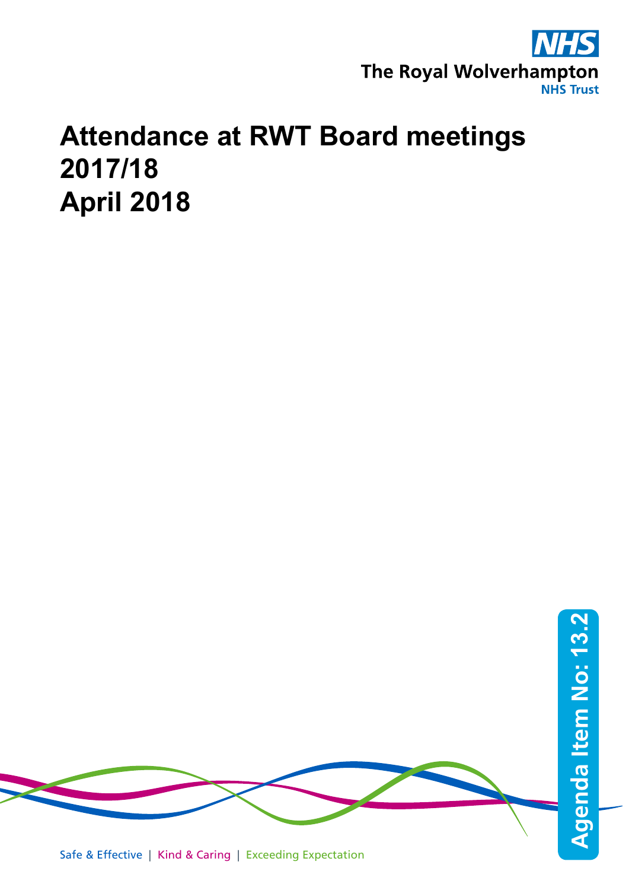The Royal Wolverhampton NHS Trust

# Attendance at RWT Board meetings 2017/18 April 2018

Agenda Item No: 13.2

Safe & Effective | Kind & Caring | Exceeding Expectation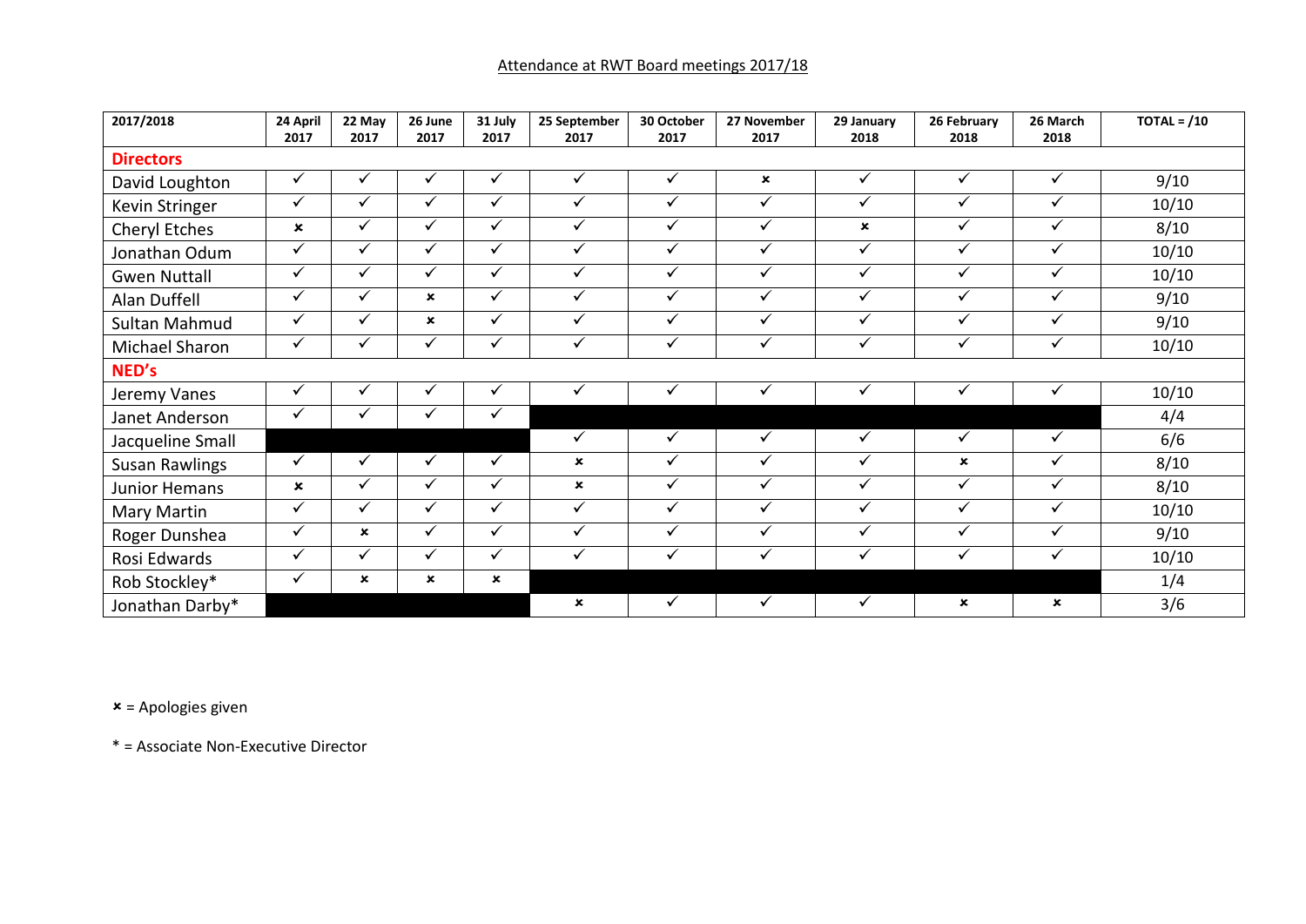Attendance at RWT Board meetings 2017/18

| 2017/2018 | 24 April 2017 | 22 May 2017 | 26 June 2017 | 31 July 2017 | 25 September 2017 | 30 October 2017 | 27 November 2017 | 29 January 2018 | 26 February 2018 | 26 March 2018 | TOTAL = /10 |
|---|---|---|---|---|---|---|---|---|---|---|---|
| **Directors** | | | | | | | | | | | |
| David Loughton | ✓ | ✓ | ✓ | ✓ | ✓ | ✓ | × | ✓ | ✓ | ✓ | 9/10 |
| Kevin Stringer | ✓ | ✓ | ✓ | ✓ | ✓ | ✓ | ✓ | ✓ | ✓ | ✓ | 10/10 |
| Cheryl Etches | × | ✓ | ✓ | ✓ | ✓ | ✓ | ✓ | × | ✓ | ✓ | 8/10 |
| Jonathan Odum | ✓ | ✓ | ✓ | ✓ | ✓ | ✓ | ✓ | ✓ | ✓ | ✓ | 10/10 |
| Gwen Nuttall | ✓ | ✓ | ✓ | ✓ | ✓ | ✓ | ✓ | ✓ | ✓ | ✓ | 10/10 |
| Alan Duffell | ✓ | ✓ | × | ✓ | ✓ | ✓ | ✓ | ✓ | ✓ | ✓ | 9/10 |
| Sultan Mahmud | ✓ | ✓ | × | ✓ | ✓ | ✓ | ✓ | ✓ | ✓ | ✓ | 9/10 |
| Michael Sharon | ✓ | ✓ | ✓ | ✓ | ✓ | ✓ | ✓ | ✓ | ✓ | ✓ | 10/10 |
| **NED's** | | | | | | | | | | | |
| Jeremy Vanes | ✓ | ✓ | ✓ | ✓ | ✓ | ✓ | ✓ | ✓ | ✓ | ✓ | 10/10 |
| Janet Anderson | ✓ | ✓ | ✓ | ✓ | | | | | | | 4/4 |
| Jacqueline Small | | | | | ✓ | ✓ | ✓ | ✓ | ✓ | ✓ | 6/6 |
| Susan Rawlings | ✓ | ✓ | ✓ | ✓ | × | ✓ | ✓ | ✓ | × | ✓ | 8/10 |
| Junior Hemans | × | ✓ | ✓ | ✓ | × | ✓ | ✓ | ✓ | ✓ | ✓ | 8/10 |
| Mary Martin | ✓ | ✓ | ✓ | ✓ | ✓ | ✓ | ✓ | ✓ | ✓ | ✓ | 10/10 |
| Roger Dunshea | ✓ | × | ✓ | ✓ | ✓ | ✓ | ✓ | ✓ | ✓ | ✓ | 9/10 |
| Rosi Edwards | ✓ | ✓ | ✓ | ✓ | ✓ | ✓ | ✓ | ✓ | ✓ | ✓ | 10/10 |
| Rob Stockley* | ✓ | × | × | × | | | | | | | 1/4 |
| Jonathan Darby* | | | | | × | ✓ | ✓ | ✓ | × | × | 3/6 |

× = Apologies given

* = Associate Non-Executive Director